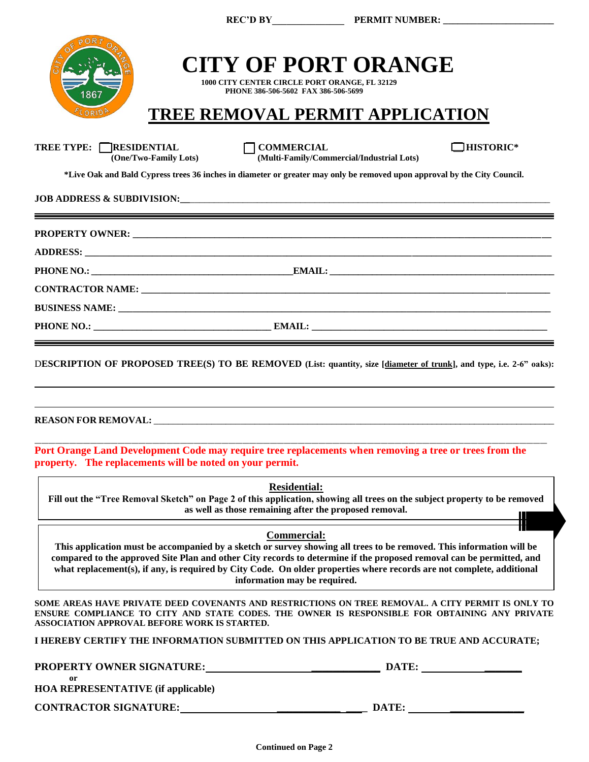REC'D BY_______________ PERMIT NUMBER: ________________________

# CITY OF PORT ORANGE

1000 CITY CENTER CIRCLE PORT ORANGE, FL 32129
PHONE 386-506-5602 FAX 386-506-5699

## TREE REMOVAL PERMIT APPLICATION

**TREE TYPE:** ☐ **RESIDENTIAL** (One/Two-Family Lots) ☐ **COMMERCIAL** (Multi-Family/Commercial/Industrial Lots) ☐ **HISTORIC***

***Live Oak and Bald Cypress trees 36 inches in diameter or greater may only be removed upon approval by the City Council.**

**JOB ADDRESS & SUBDIVISION:** ________________________________________________

---

**PROPERTY OWNER:** ________________________________________________

**ADDRESS:** ________________________________________________

**PHONE NO.:** ______________________ **EMAIL:** ______________________

**CONTRACTOR NAME:** ________________________________________________

**BUSINESS NAME:** ________________________________________________

**PHONE NO.:** ______________________ **EMAIL:** ______________________

---

**DESCRIPTION OF PROPOSED TREE(S) TO BE REMOVED** (List: quantity, size [diameter of trunk], and type, i.e. 2-6" oaks):

________________________________________________

________________________________________________

**REASON FOR REMOVAL:** ________________________________________________

________________________________________________

**Port Orange Land Development Code may require tree replacements when removing a tree or trees from the property. The replacements will be noted on your permit.**

**Residential:**
**Fill out the "Tree Removal Sketch" on Page 2 of this application, showing all trees on the subject property to be removed as well as those remaining after the proposed removal.**

**Commercial:**
**This application must be accompanied by a sketch or survey showing all trees to be removed. This information will be compared to the approved Site Plan and other City records to determine if the proposed removal can be permitted, and what replacement(s), if any, is required by City Code. On older properties where records are not complete, additional information may be required.**

**SOME AREAS HAVE PRIVATE DEED COVENANTS AND RESTRICTIONS ON TREE REMOVAL. A CITY PERMIT IS ONLY TO ENSURE COMPLIANCE TO CITY AND STATE CODES. THE OWNER IS RESPONSIBLE FOR OBTAINING ANY PRIVATE ASSOCIATION APPROVAL BEFORE WORK IS STARTED.**

**I HEREBY CERTIFY THE INFORMATION SUBMITTED ON THIS APPLICATION TO BE TRUE AND ACCURATE;**

**PROPERTY OWNER SIGNATURE:** ______________________ **DATE:** ______________
or
**HOA REPRESENTATIVE (if applicable)**

**CONTRACTOR SIGNATURE:** ______________________ **DATE:** ______________

**Continued on Page 2**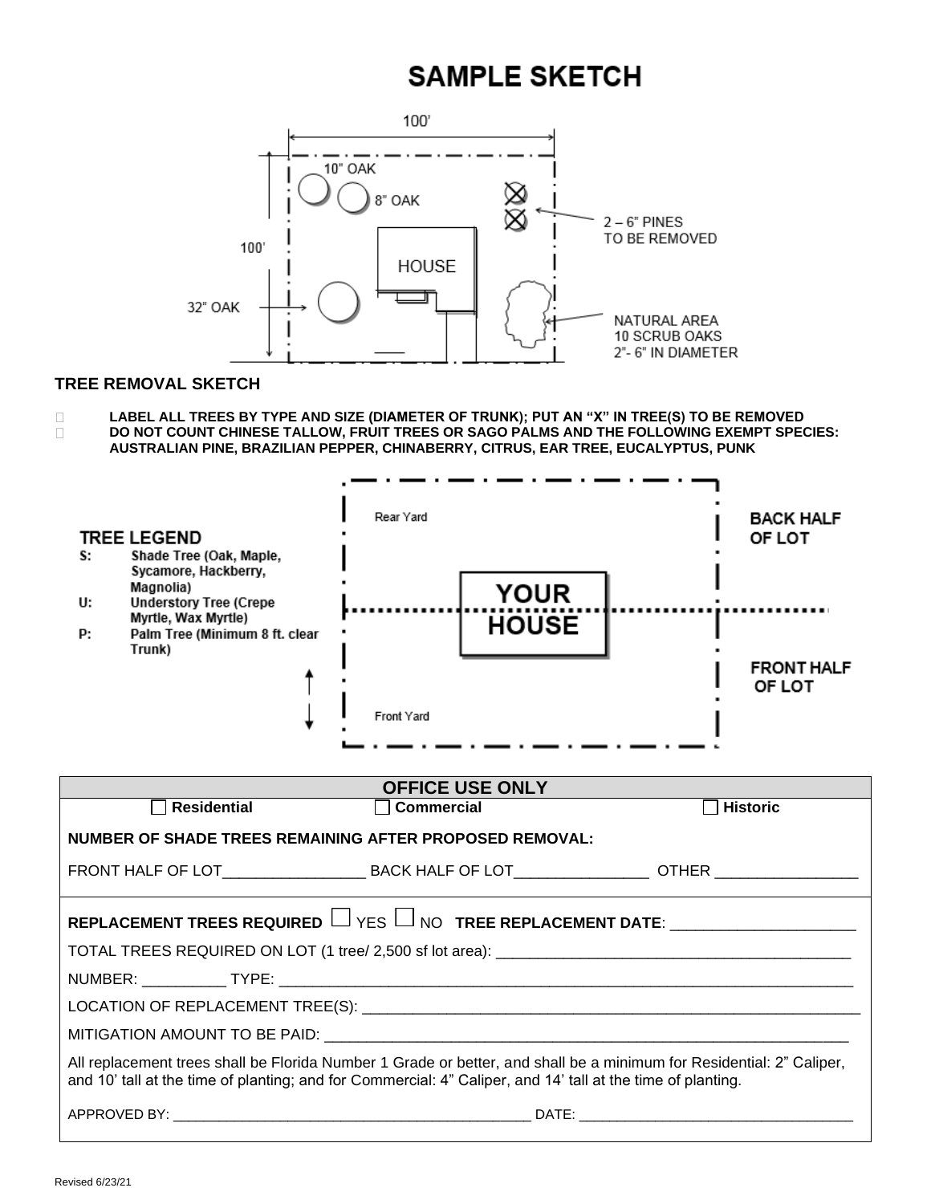# SAMPLE SKETCH

100'

100'

10" OAK

8" OAK

2 – 6" PINES
TO BE REMOVED

HOUSE

32" OAK

NATURAL AREA
10 SCRUB OAKS
2"- 6" IN DIAMETER

### TREE REMOVAL SKETCH

- **LABEL ALL TREES BY TYPE AND SIZE (DIAMETER OF TRUNK); PUT AN "X" IN TREE(S) TO BE REMOVED**
- **DO NOT COUNT CHINESE TALLOW, FRUIT TREES OR SAGO PALMS AND THE FOLLOWING EXEMPT SPECIES: AUSTRALIAN PINE, BRAZILIAN PEPPER, CHINABERRY, CITRUS, EAR TREE, EUCALYPTUS, PUNK**

**TREE LEGEND**

- **S:** Shade Tree (Oak, Maple, Sycamore, Hackberry, Magnolia)
- **U:** Understory Tree (Crepe Myrtle, Wax Myrtle)
- **P:** Palm Tree (Minimum 8 ft. clear Trunk)

Rear Yard

**BACK HALF OF LOT**

**YOUR HOUSE**

**FRONT HALF OF LOT**

Front Yard

| **OFFICE USE ONLY** | | |
|---|---|---|
| ☐ **Residential** | ☐ **Commercial** | ☐ **Historic** |

**NUMBER OF SHADE TREES REMAINING AFTER PROPOSED REMOVAL:**

FRONT HALF OF LOT________________ BACK HALF OF LOT_______________ OTHER ________________

**REPLACEMENT TREES REQUIRED** ☐ YES ☐ NO **TREE REPLACEMENT DATE**: _____________________

TOTAL TREES REQUIRED ON LOT (1 tree/ 2,500 sf lot area): _________________________________________

NUMBER: __________ TYPE: _____________________________________________________________________

LOCATION OF REPLACEMENT TREE(S): ______________________________________________________________

MITIGATION AMOUNT TO BE PAID: _________________________________________________________________

All replacement trees shall be Florida Number 1 Grade or better, and shall be a minimum for Residential: 2" Caliper, and 10' tall at the time of planting; and for Commercial: 4" Caliper, and 14' tall at the time of planting.

APPROVED BY: _____________________________________________ DATE: __________________________________

Revised 6/23/21